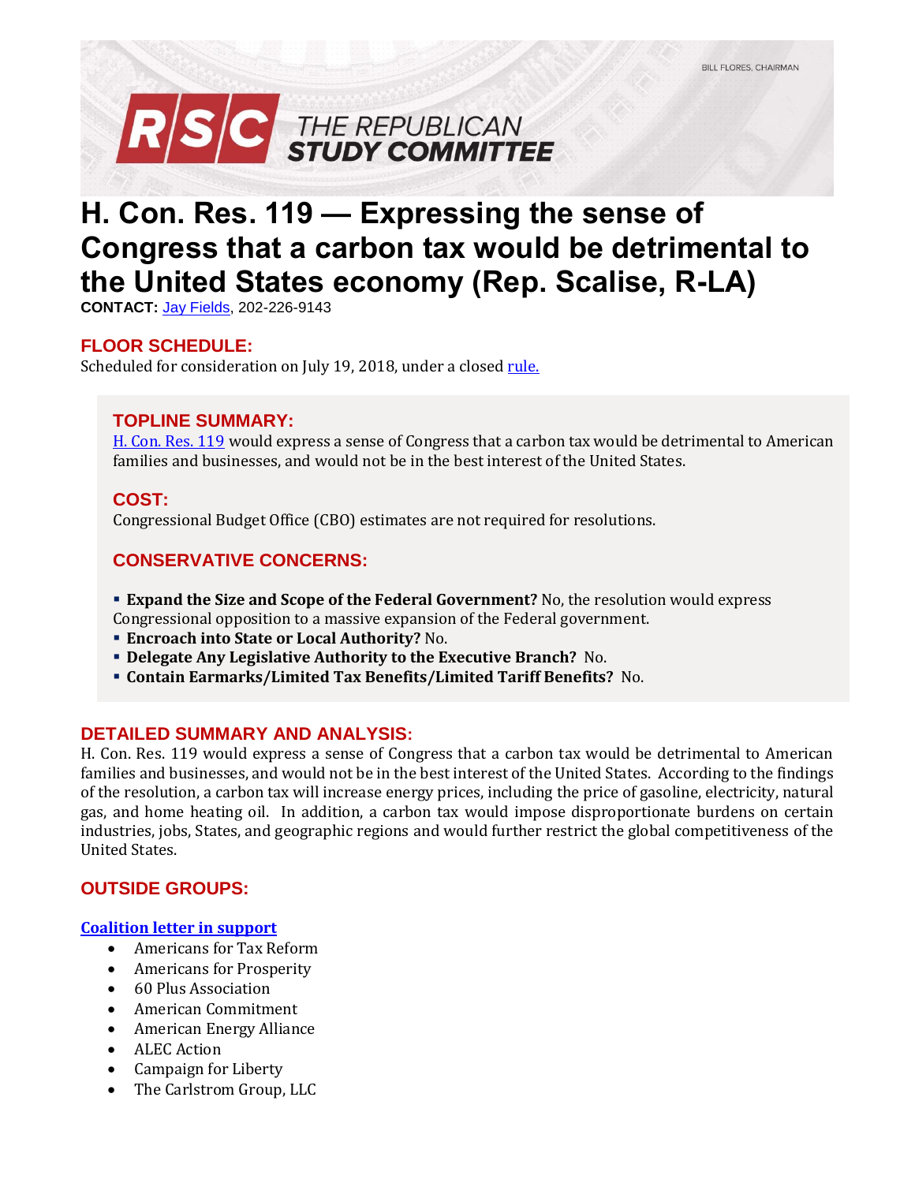BILL FLORES, CHAIRMAN

RSC THE REPUBLICAN STUDY COMMITTEE

# H. Con. Res. 119 — Expressing the sense of Congress that a carbon tax would be detrimental to the United States economy (Rep. Scalise, R-LA)

**CONTACT:** Jay Fields, 202-226-9143

## FLOOR SCHEDULE:

Scheduled for consideration on July 19, 2018, under a closed rule.

## TOPLINE SUMMARY:

H. Con. Res. 119 would express a sense of Congress that a carbon tax would be detrimental to American families and businesses, and would not be in the best interest of the United States.

## COST:

Congressional Budget Office (CBO) estimates are not required for resolutions.

## CONSERVATIVE CONCERNS:

- **Expand the Size and Scope of the Federal Government?** No, the resolution would express Congressional opposition to a massive expansion of the Federal government.
- **Encroach into State or Local Authority?** No.
- **Delegate Any Legislative Authority to the Executive Branch?** No.
- **Contain Earmarks/Limited Tax Benefits/Limited Tariff Benefits?** No.

## DETAILED SUMMARY AND ANALYSIS:

H. Con. Res. 119 would express a sense of Congress that a carbon tax would be detrimental to American families and businesses, and would not be in the best interest of the United States. According to the findings of the resolution, a carbon tax will increase energy prices, including the price of gasoline, electricity, natural gas, and home heating oil. In addition, a carbon tax would impose disproportionate burdens on certain industries, jobs, States, and geographic regions and would further restrict the global competitiveness of the United States.

## OUTSIDE GROUPS:

**Coalition letter in support**

- Americans for Tax Reform
- Americans for Prosperity
- 60 Plus Association
- American Commitment
- American Energy Alliance
- ALEC Action
- Campaign for Liberty
- The Carlstrom Group, LLC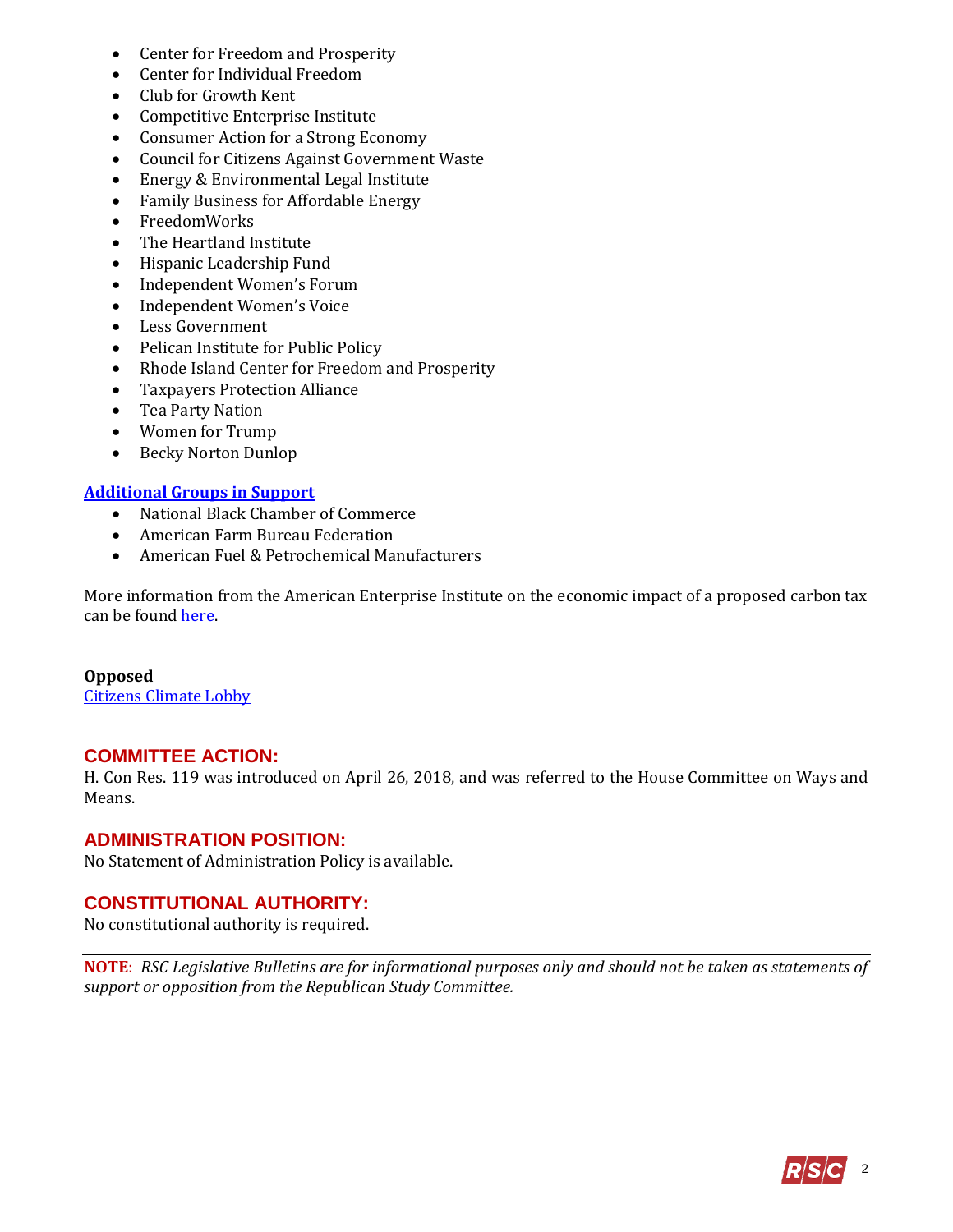- Center for Freedom and Prosperity
- Center for Individual Freedom
- Club for Growth Kent
- Competitive Enterprise Institute
- Consumer Action for a Strong Economy
- Council for Citizens Against Government Waste
- Energy & Environmental Legal Institute
- Family Business for Affordable Energy
- FreedomWorks
- The Heartland Institute
- Hispanic Leadership Fund
- Independent Women's Forum
- Independent Women's Voice
- Less Government
- Pelican Institute for Public Policy
- Rhode Island Center for Freedom and Prosperity
- Taxpayers Protection Alliance
- Tea Party Nation
- Women for Trump
- Becky Norton Dunlop

**Additional Groups in Support**

- National Black Chamber of Commerce
- American Farm Bureau Federation
- American Fuel & Petrochemical Manufacturers

More information from the American Enterprise Institute on the economic impact of a proposed carbon tax can be found here.

**Opposed**

Citizens Climate Lobby

## COMMITTEE ACTION:

H. Con Res. 119 was introduced on April 26, 2018, and was referred to the House Committee on Ways and Means.

## ADMINISTRATION POSITION:

No Statement of Administration Policy is available.

## CONSTITUTIONAL AUTHORITY:

No constitutional authority is required.

---

**NOTE**: *RSC Legislative Bulletins are for informational purposes only and should not be taken as statements of support or opposition from the Republican Study Committee.*